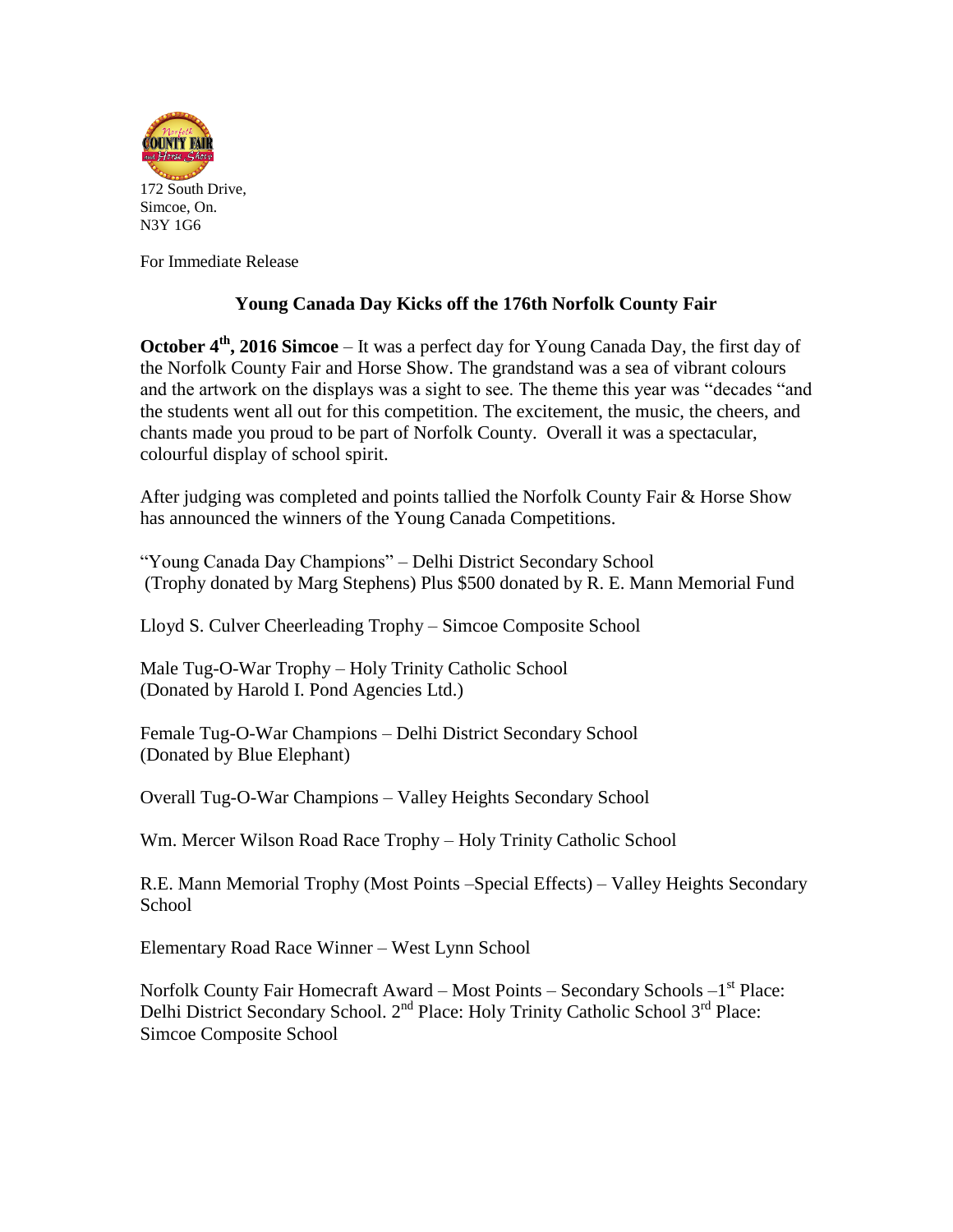172 South Drive,
Simcoe, On.
N3Y 1G6

For Immediate Release

## Young Canada Day Kicks off the 176th Norfolk County Fair

**October 4th, 2016 Simcoe** – It was a perfect day for Young Canada Day, the first day of the Norfolk County Fair and Horse Show. The grandstand was a sea of vibrant colours and the artwork on the displays was a sight to see. The theme this year was "decades "and the students went all out for this competition. The excitement, the music, the cheers, and chants made you proud to be part of Norfolk County. Overall it was a spectacular, colourful display of school spirit.

After judging was completed and points tallied the Norfolk County Fair & Horse Show has announced the winners of the Young Canada Competitions.

"Young Canada Day Champions" – Delhi District Secondary School
(Trophy donated by Marg Stephens) Plus $500 donated by R. E. Mann Memorial Fund

Lloyd S. Culver Cheerleading Trophy – Simcoe Composite School

Male Tug-O-War Trophy – Holy Trinity Catholic School
(Donated by Harold I. Pond Agencies Ltd.)

Female Tug-O-War Champions – Delhi District Secondary School
(Donated by Blue Elephant)

Overall Tug-O-War Champions – Valley Heights Secondary School

Wm. Mercer Wilson Road Race Trophy – Holy Trinity Catholic School

R.E. Mann Memorial Trophy (Most Points –Special Effects) – Valley Heights Secondary School

Elementary Road Race Winner – West Lynn School

Norfolk County Fair Homecraft Award – Most Points – Secondary Schools –1st Place: Delhi District Secondary School. 2nd Place: Holy Trinity Catholic School 3rd Place: Simcoe Composite School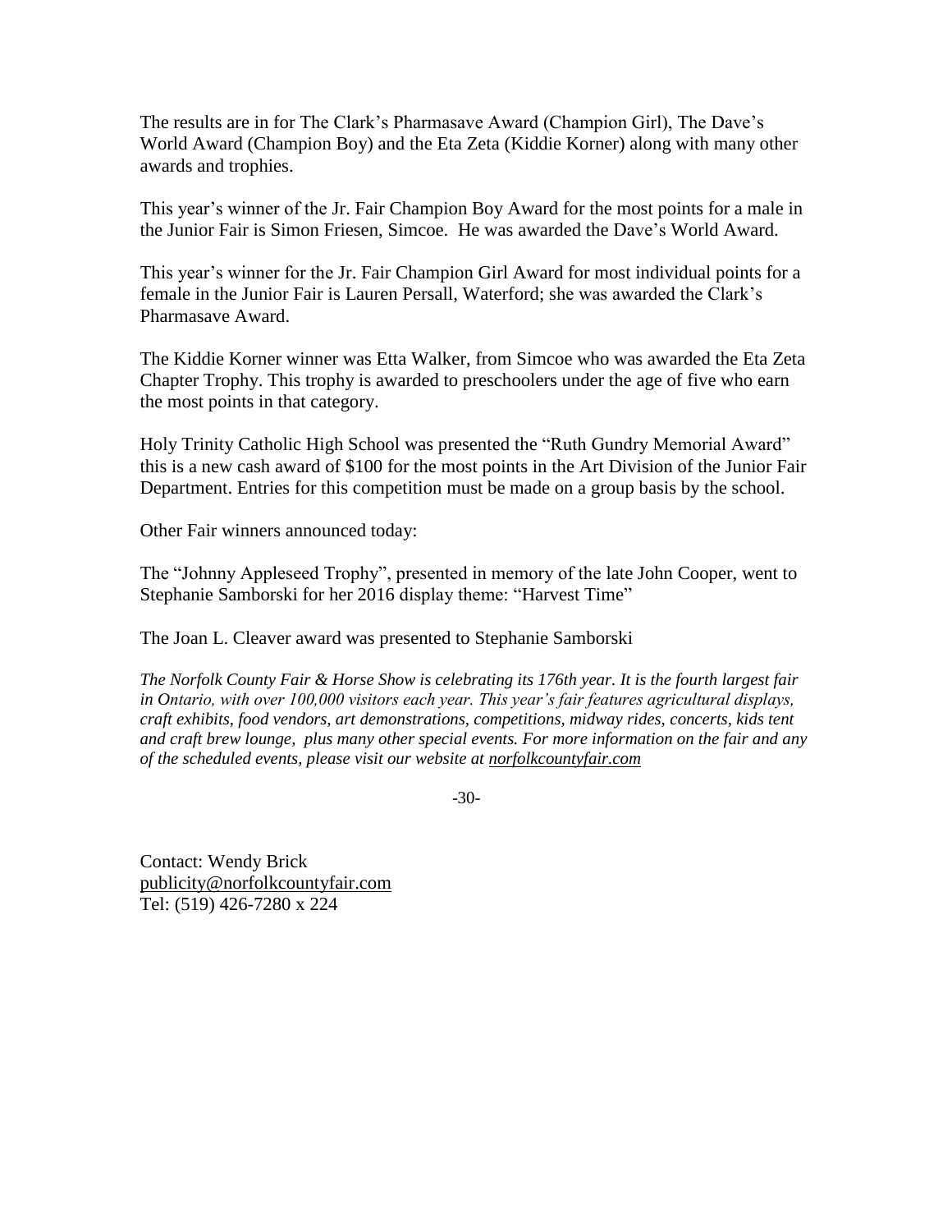The results are in for The Clark's Pharmasave Award (Champion Girl), The Dave's World Award (Champion Boy) and the Eta Zeta (Kiddie Korner) along with many other awards and trophies.

This year's winner of the Jr. Fair Champion Boy Award for the most points for a male in the Junior Fair is Simon Friesen, Simcoe. He was awarded the Dave's World Award.

This year's winner for the Jr. Fair Champion Girl Award for most individual points for a female in the Junior Fair is Lauren Persall, Waterford; she was awarded the Clark's Pharmasave Award.

The Kiddie Korner winner was Etta Walker, from Simcoe who was awarded the Eta Zeta Chapter Trophy. This trophy is awarded to preschoolers under the age of five who earn the most points in that category.

Holy Trinity Catholic High School was presented the "Ruth Gundry Memorial Award" this is a new cash award of $100 for the most points in the Art Division of the Junior Fair Department. Entries for this competition must be made on a group basis by the school.

Other Fair winners announced today:

The "Johnny Appleseed Trophy", presented in memory of the late John Cooper, went to Stephanie Samborski for her 2016 display theme: "Harvest Time"

The Joan L. Cleaver award was presented to Stephanie Samborski

*The Norfolk County Fair & Horse Show is celebrating its 176th year. It is the fourth largest fair in Ontario, with over 100,000 visitors each year. This year's fair features agricultural displays, craft exhibits, food vendors, art demonstrations, competitions, midway rides, concerts, kids tent and craft brew lounge, plus many other special events. For more information on the fair and any of the scheduled events, please visit our website at norfolkcountyfair.com*

-30-

Contact: Wendy Brick
publicity@norfolkcountyfair.com
Tel: (519) 426-7280 x 224